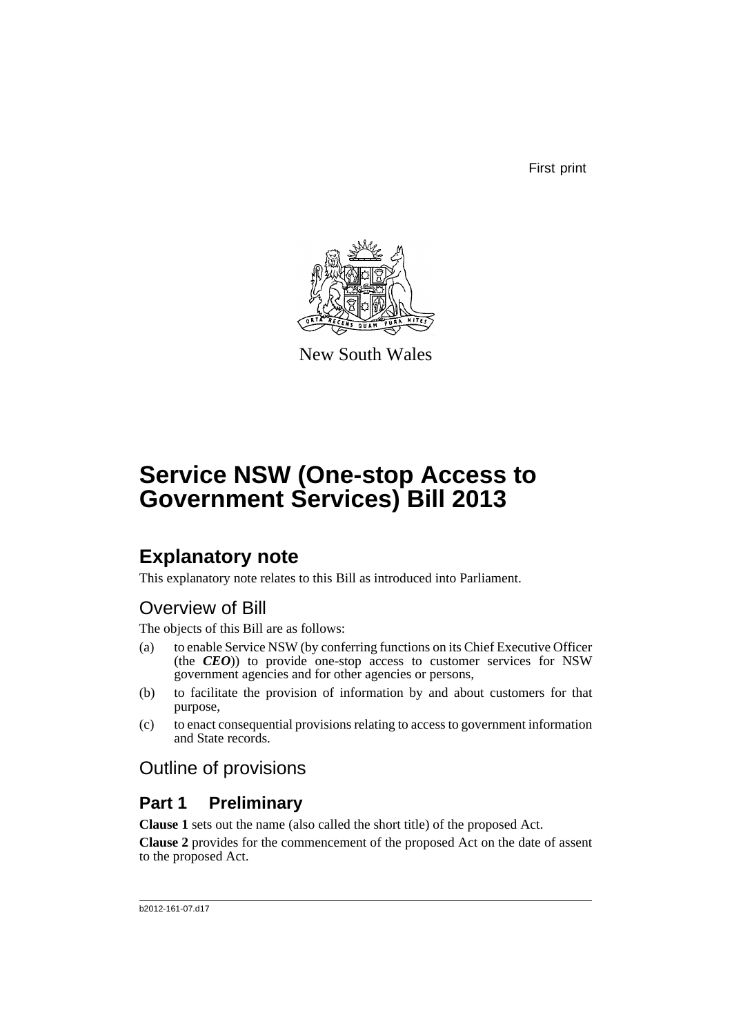First print

New South Wales

# Service NSW (One-stop Access to Government Services) Bill 2013

## Explanatory note

This explanatory note relates to this Bill as introduced into Parliament.

### Overview of Bill

The objects of this Bill are as follows:

(a) to enable Service NSW (by conferring functions on its Chief Executive Officer (the ***CEO***)) to provide one-stop access to customer services for NSW government agencies and for other agencies or persons,

(b) to facilitate the provision of information by and about customers for that purpose,

(c) to enact consequential provisions relating to access to government information and State records.

### Outline of provisions

## Part 1 Preliminary

**Clause 1** sets out the name (also called the short title) of the proposed Act.

**Clause 2** provides for the commencement of the proposed Act on the date of assent to the proposed Act.

b2012-161-07.d17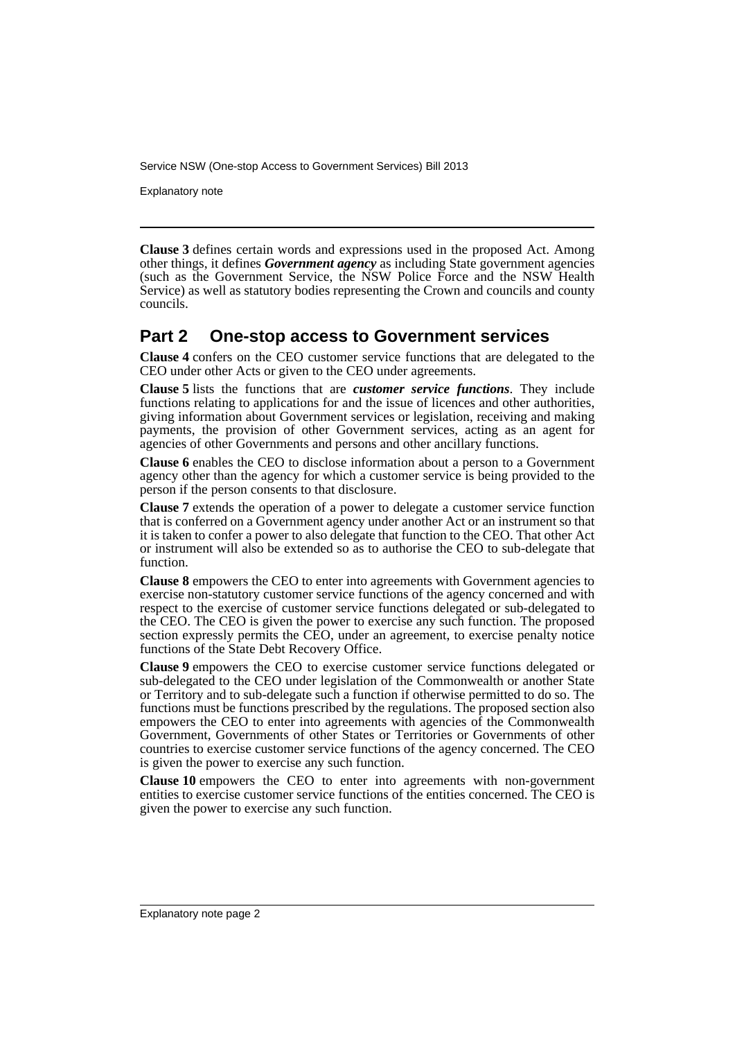**Clause 3** defines certain words and expressions used in the proposed Act. Among other things, it defines ***Government agency*** as including State government agencies (such as the Government Service, the NSW Police Force and the NSW Health Service) as well as statutory bodies representing the Crown and councils and county councils.

## Part 2 One-stop access to Government services

**Clause 4** confers on the CEO customer service functions that are delegated to the CEO under other Acts or given to the CEO under agreements.

**Clause 5** lists the functions that are ***customer service functions***. They include functions relating to applications for and the issue of licences and other authorities, giving information about Government services or legislation, receiving and making payments, the provision of other Government services, acting as an agent for agencies of other Governments and persons and other ancillary functions.

**Clause 6** enables the CEO to disclose information about a person to a Government agency other than the agency for which a customer service is being provided to the person if the person consents to that disclosure.

**Clause 7** extends the operation of a power to delegate a customer service function that is conferred on a Government agency under another Act or an instrument so that it is taken to confer a power to also delegate that function to the CEO. That other Act or instrument will also be extended so as to authorise the CEO to sub-delegate that function.

**Clause 8** empowers the CEO to enter into agreements with Government agencies to exercise non-statutory customer service functions of the agency concerned and with respect to the exercise of customer service functions delegated or sub-delegated to the CEO. The CEO is given the power to exercise any such function. The proposed section expressly permits the CEO, under an agreement, to exercise penalty notice functions of the State Debt Recovery Office.

**Clause 9** empowers the CEO to exercise customer service functions delegated or sub-delegated to the CEO under legislation of the Commonwealth or another State or Territory and to sub-delegate such a function if otherwise permitted to do so. The functions must be functions prescribed by the regulations. The proposed section also empowers the CEO to enter into agreements with agencies of the Commonwealth Government, Governments of other States or Territories or Governments of other countries to exercise customer service functions of the agency concerned. The CEO is given the power to exercise any such function.

**Clause 10** empowers the CEO to enter into agreements with non-government entities to exercise customer service functions of the entities concerned. The CEO is given the power to exercise any such function.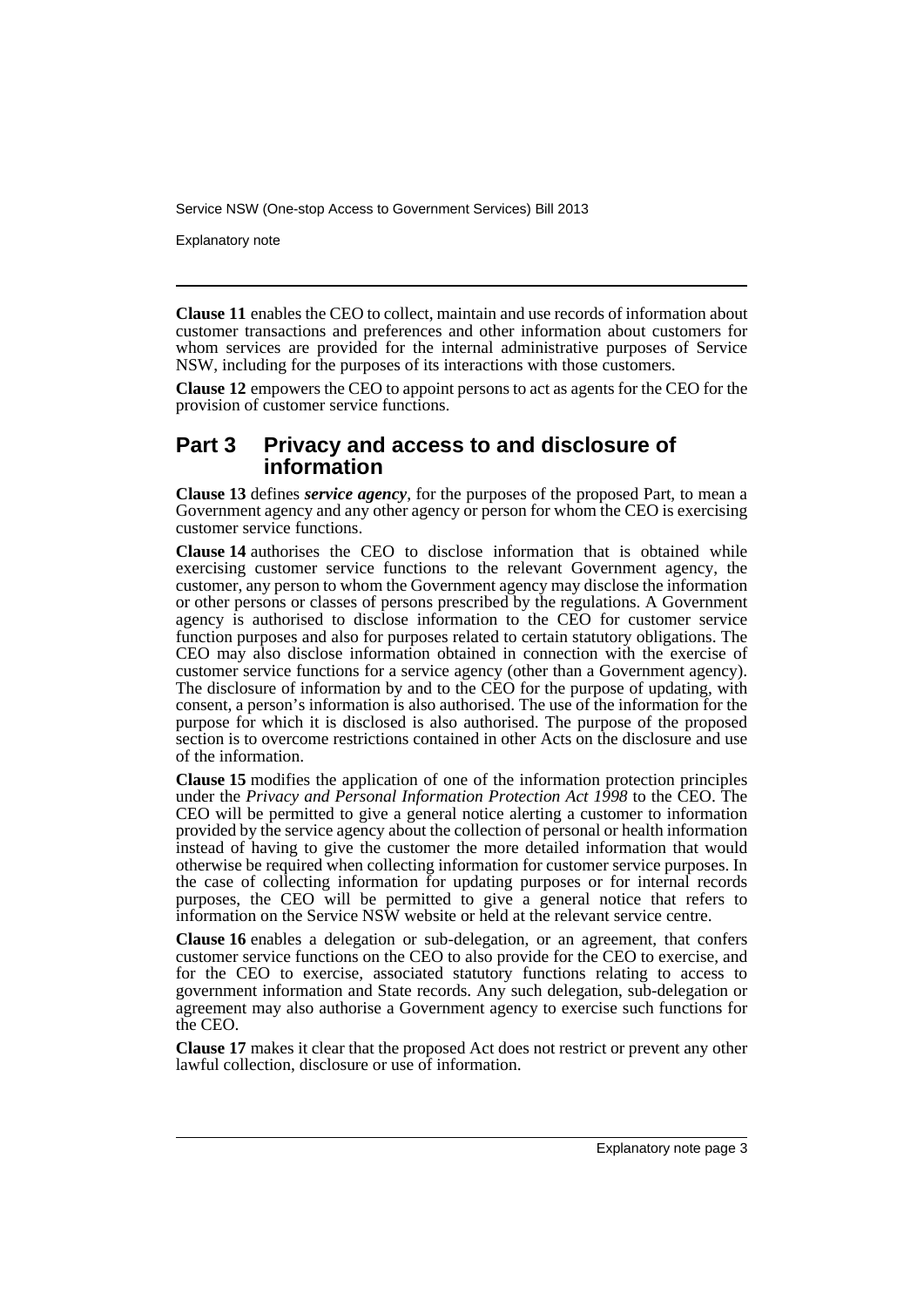**Clause 11** enables the CEO to collect, maintain and use records of information about customer transactions and preferences and other information about customers for whom services are provided for the internal administrative purposes of Service NSW, including for the purposes of its interactions with those customers.

**Clause 12** empowers the CEO to appoint persons to act as agents for the CEO for the provision of customer service functions.

## Part 3 Privacy and access to and disclosure of information

**Clause 13** defines ***service agency***, for the purposes of the proposed Part, to mean a Government agency and any other agency or person for whom the CEO is exercising customer service functions.

**Clause 14** authorises the CEO to disclose information that is obtained while exercising customer service functions to the relevant Government agency, the customer, any person to whom the Government agency may disclose the information or other persons or classes of persons prescribed by the regulations. A Government agency is authorised to disclose information to the CEO for customer service function purposes and also for purposes related to certain statutory obligations. The CEO may also disclose information obtained in connection with the exercise of customer service functions for a service agency (other than a Government agency). The disclosure of information by and to the CEO for the purpose of updating, with consent, a person's information is also authorised. The use of the information for the purpose for which it is disclosed is also authorised. The purpose of the proposed section is to overcome restrictions contained in other Acts on the disclosure and use of the information.

**Clause 15** modifies the application of one of the information protection principles under the *Privacy and Personal Information Protection Act 1998* to the CEO. The CEO will be permitted to give a general notice alerting a customer to information provided by the service agency about the collection of personal or health information instead of having to give the customer the more detailed information that would otherwise be required when collecting information for customer service purposes. In the case of collecting information for updating purposes or for internal records purposes, the CEO will be permitted to give a general notice that refers to information on the Service NSW website or held at the relevant service centre.

**Clause 16** enables a delegation or sub-delegation, or an agreement, that confers customer service functions on the CEO to also provide for the CEO to exercise, and for the CEO to exercise, associated statutory functions relating to access to government information and State records. Any such delegation, sub-delegation or agreement may also authorise a Government agency to exercise such functions for the CEO.

**Clause 17** makes it clear that the proposed Act does not restrict or prevent any other lawful collection, disclosure or use of information.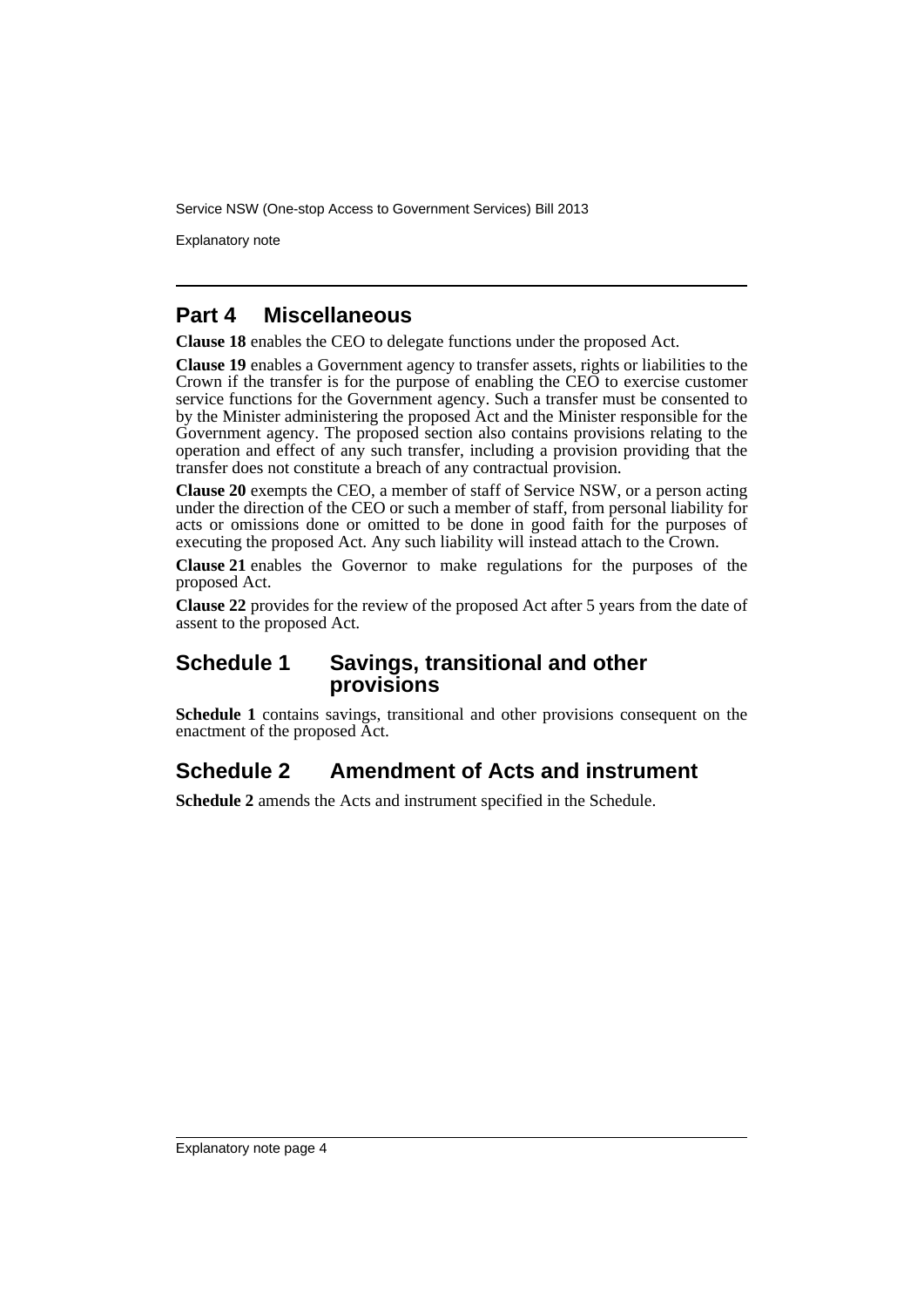## Part 4 Miscellaneous

**Clause 18** enables the CEO to delegate functions under the proposed Act.

**Clause 19** enables a Government agency to transfer assets, rights or liabilities to the Crown if the transfer is for the purpose of enabling the CEO to exercise customer service functions for the Government agency. Such a transfer must be consented to by the Minister administering the proposed Act and the Minister responsible for the Government agency. The proposed section also contains provisions relating to the operation and effect of any such transfer, including a provision providing that the transfer does not constitute a breach of any contractual provision.

**Clause 20** exempts the CEO, a member of staff of Service NSW, or a person acting under the direction of the CEO or such a member of staff, from personal liability for acts or omissions done or omitted to be done in good faith for the purposes of executing the proposed Act. Any such liability will instead attach to the Crown.

**Clause 21** enables the Governor to make regulations for the purposes of the proposed Act.

**Clause 22** provides for the review of the proposed Act after 5 years from the date of assent to the proposed Act.

## Schedule 1 Savings, transitional and other provisions

**Schedule 1** contains savings, transitional and other provisions consequent on the enactment of the proposed Act.

## Schedule 2 Amendment of Acts and instrument

**Schedule 2** amends the Acts and instrument specified in the Schedule.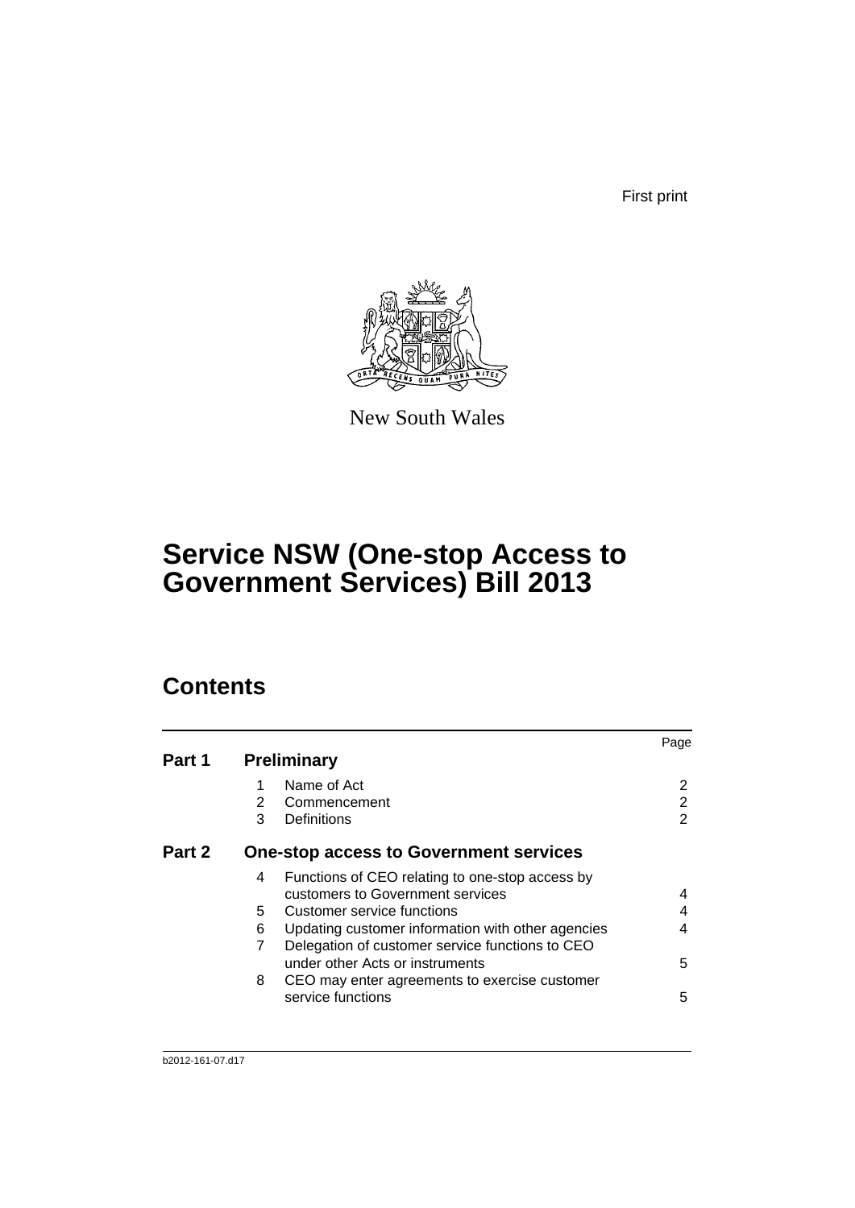First print

New South Wales

# Service NSW (One-stop Access to Government Services) Bill 2013

## Contents

| | | | Page |
|---|---|---|---|
| **Part 1** | **Preliminary** | | |
| | 1 | Name of Act | 2 |
| | 2 | Commencement | 2 |
| | 3 | Definitions | 2 |
| **Part 2** | **One-stop access to Government services** | | |
| | 4 | Functions of CEO relating to one-stop access by customers to Government services | 4 |
| | 5 | Customer service functions | 4 |
| | 6 | Updating customer information with other agencies | 4 |
| | 7 | Delegation of customer service functions to CEO under other Acts or instruments | 5 |
| | 8 | CEO may enter agreements to exercise customer service functions | 5 |

b2012-161-07.d17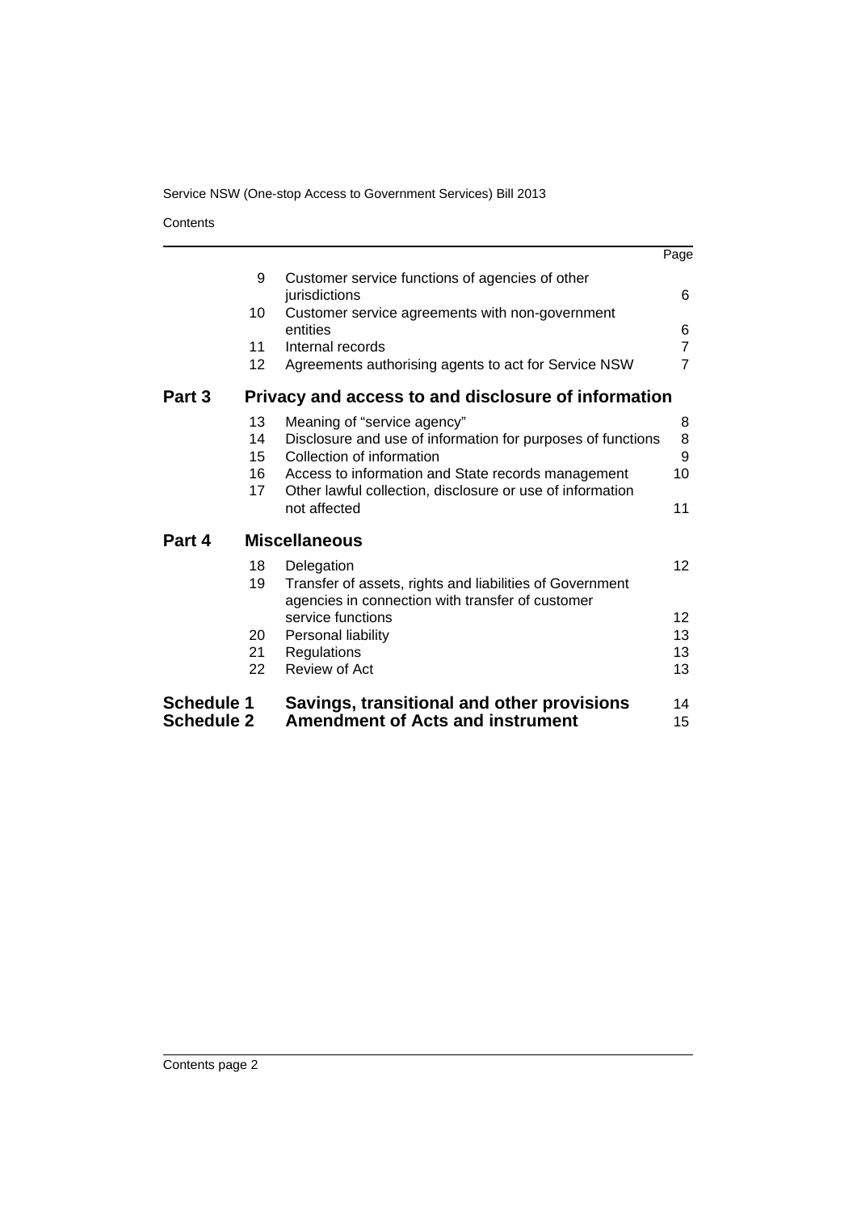| | | | Page |
|---|---|---|---|
| | 9 | Customer service functions of agencies of other jurisdictions | 6 |
| | 10 | Customer service agreements with non-government entities | 6 |
| | 11 | Internal records | 7 |
| | 12 | Agreements authorising agents to act for Service NSW | 7 |
| **Part 3** | | **Privacy and access to and disclosure of information** | |
| | 13 | Meaning of "service agency" | 8 |
| | 14 | Disclosure and use of information for purposes of functions | 8 |
| | 15 | Collection of information | 9 |
| | 16 | Access to information and State records management | 10 |
| | 17 | Other lawful collection, disclosure or use of information not affected | 11 |
| **Part 4** | | **Miscellaneous** | |
| | 18 | Delegation | 12 |
| | 19 | Transfer of assets, rights and liabilities of Government agencies in connection with transfer of customer service functions | 12 |
| | 20 | Personal liability | 13 |
| | 21 | Regulations | 13 |
| | 22 | Review of Act | 13 |
| **Schedule 1** | | **Savings, transitional and other provisions** | 14 |
| **Schedule 2** | | **Amendment of Acts and instrument** | 15 |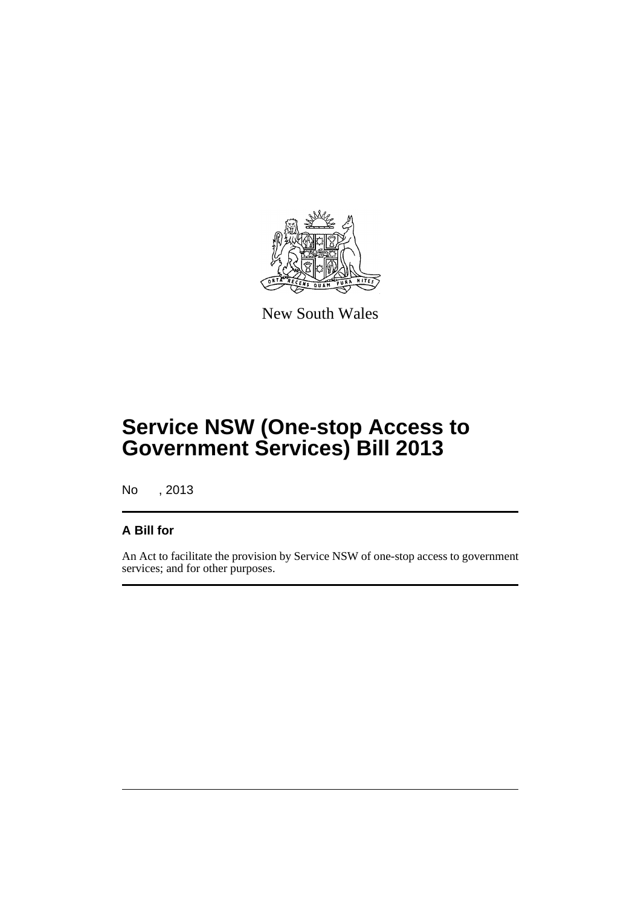New South Wales

# Service NSW (One-stop Access to Government Services) Bill 2013

No , 2013

## A Bill for

An Act to facilitate the provision by Service NSW of one-stop access to government services; and for other purposes.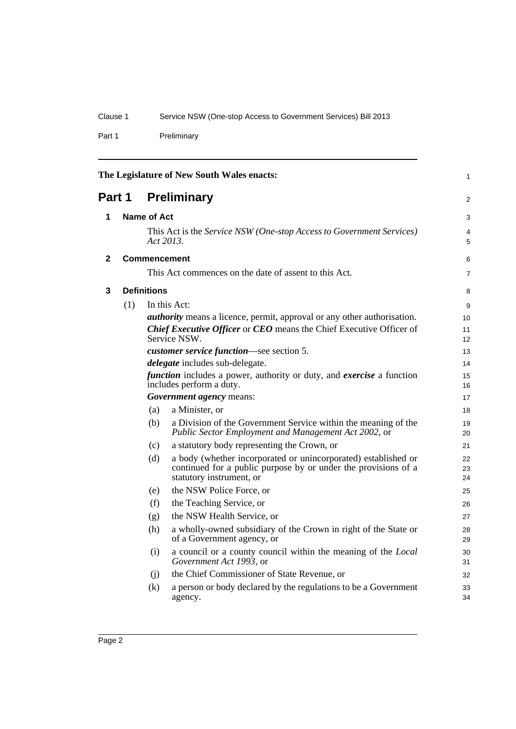The Legislature of New South Wales enacts:

# Part 1 Preliminary

## 1 Name of Act

This Act is the *Service NSW (One-stop Access to Government Services) Act 2013*.

## 2 Commencement

This Act commences on the date of assent to this Act.

## 3 Definitions

(1) In this Act:

***authority*** means a licence, permit, approval or any other authorisation.

***Chief Executive Officer*** or ***CEO*** means the Chief Executive Officer of Service NSW.

***customer service function***—see section 5.

***delegate*** includes sub-delegate.

***function*** includes a power, authority or duty, and ***exercise*** a function includes perform a duty.

***Government agency*** means:

(a) a Minister, or

(b) a Division of the Government Service within the meaning of the *Public Sector Employment and Management Act 2002*, or

(c) a statutory body representing the Crown, or

(d) a body (whether incorporated or unincorporated) established or continued for a public purpose by or under the provisions of a statutory instrument, or

(e) the NSW Police Force, or

(f) the Teaching Service, or

(g) the NSW Health Service, or

(h) a wholly-owned subsidiary of the Crown in right of the State or of a Government agency, or

(i) a council or a county council within the meaning of the *Local Government Act 1993*, or

(j) the Chief Commissioner of State Revenue, or

(k) a person or body declared by the regulations to be a Government agency.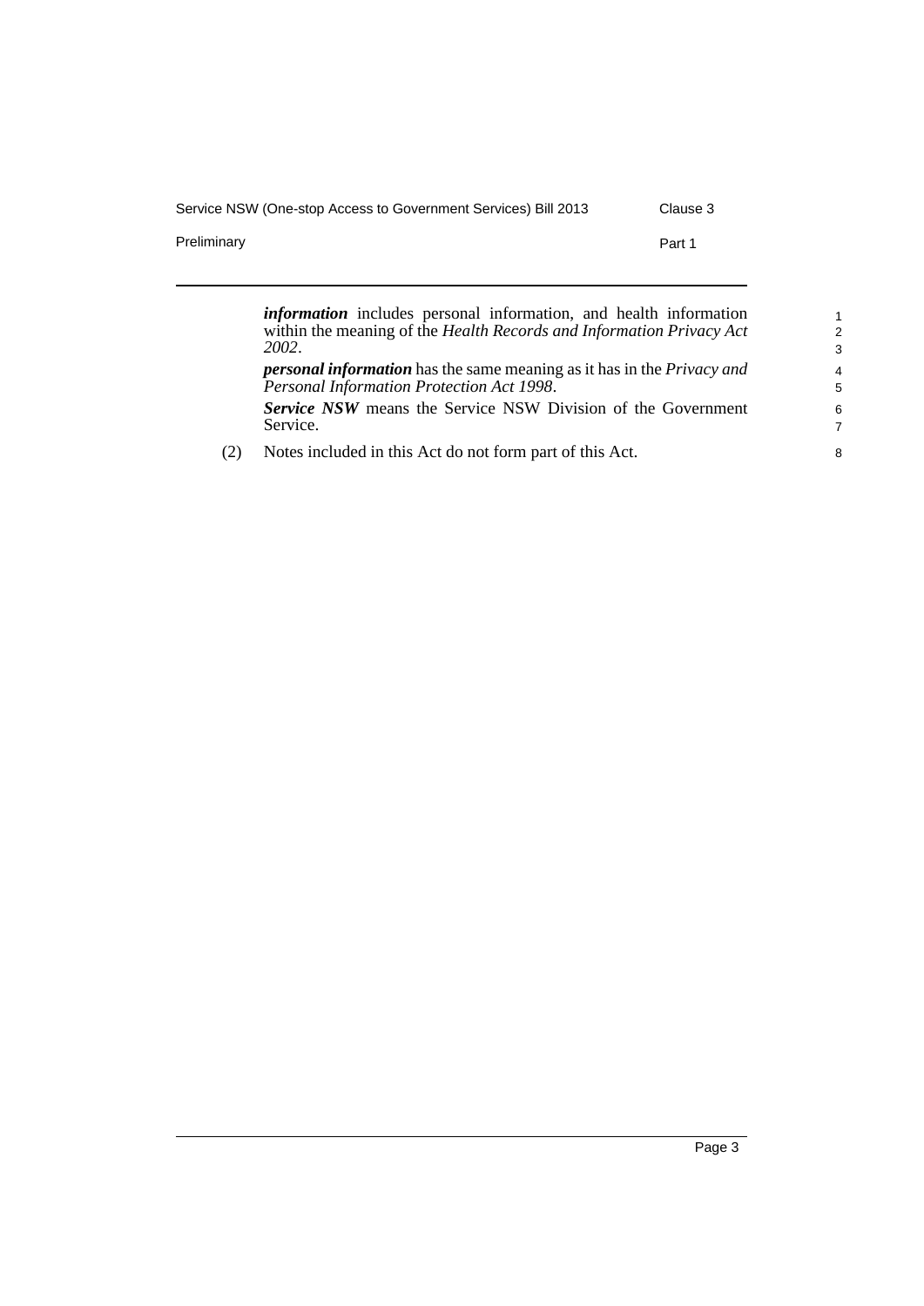***information*** includes personal information, and health information within the meaning of the *Health Records and Information Privacy Act 2002*.

***personal information*** has the same meaning as it has in the *Privacy and Personal Information Protection Act 1998*.

***Service NSW*** means the Service NSW Division of the Government Service.

(2) Notes included in this Act do not form part of this Act.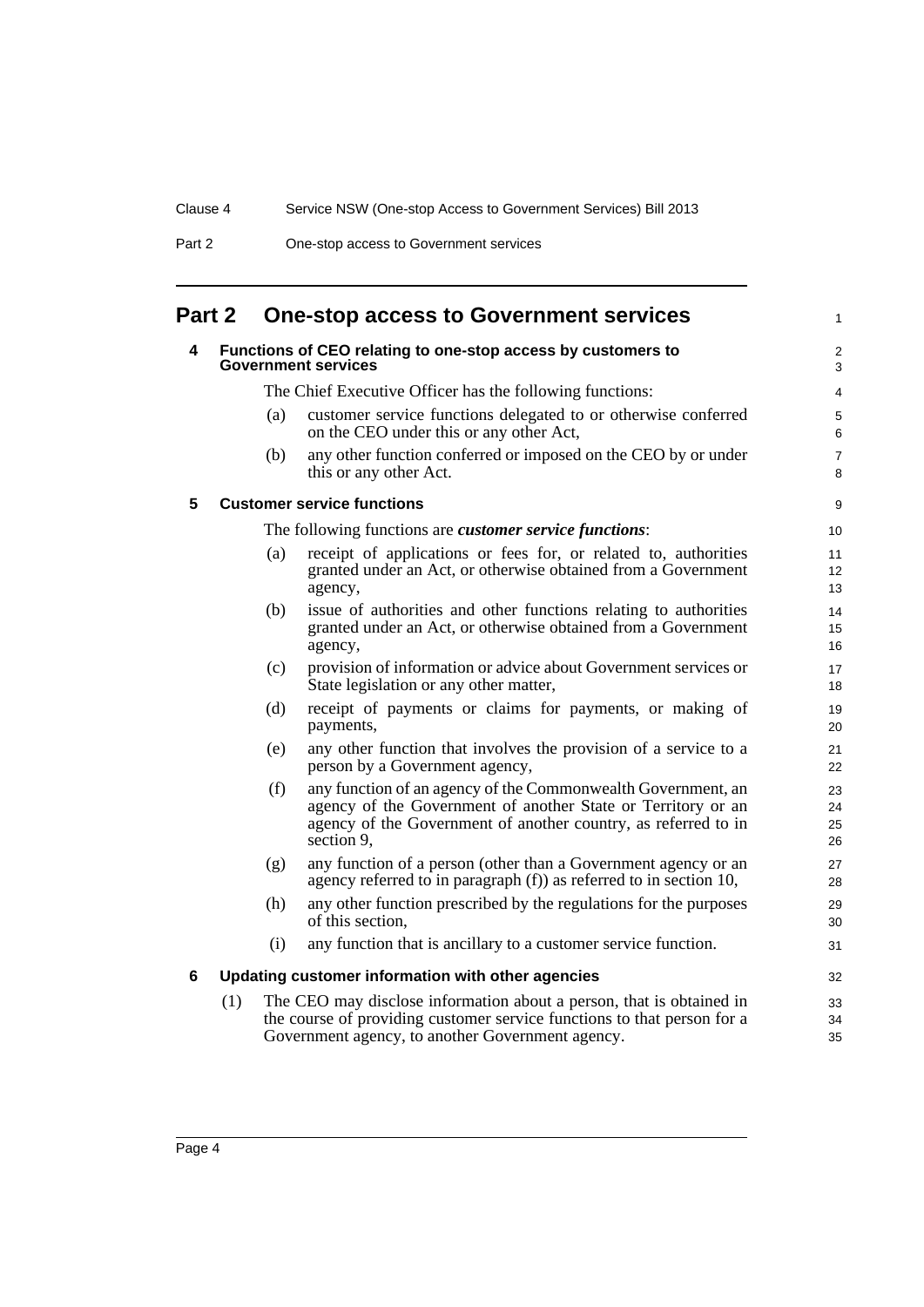## Part 2 One-stop access to Government services

### 4 Functions of CEO relating to one-stop access by customers to Government services

The Chief Executive Officer has the following functions:

(a) customer service functions delegated to or otherwise conferred on the CEO under this or any other Act,

(b) any other function conferred or imposed on the CEO by or under this or any other Act.

### 5 Customer service functions

The following functions are ***customer service functions***:

(a) receipt of applications or fees for, or related to, authorities granted under an Act, or otherwise obtained from a Government agency,

(b) issue of authorities and other functions relating to authorities granted under an Act, or otherwise obtained from a Government agency,

(c) provision of information or advice about Government services or State legislation or any other matter,

(d) receipt of payments or claims for payments, or making of payments,

(e) any other function that involves the provision of a service to a person by a Government agency,

(f) any function of an agency of the Commonwealth Government, an agency of the Government of another State or Territory or an agency of the Government of another country, as referred to in section 9,

(g) any function of a person (other than a Government agency or an agency referred to in paragraph (f)) as referred to in section 10,

(h) any other function prescribed by the regulations for the purposes of this section,

(i) any function that is ancillary to a customer service function.

### 6 Updating customer information with other agencies

(1) The CEO may disclose information about a person, that is obtained in the course of providing customer service functions to that person for a Government agency, to another Government agency.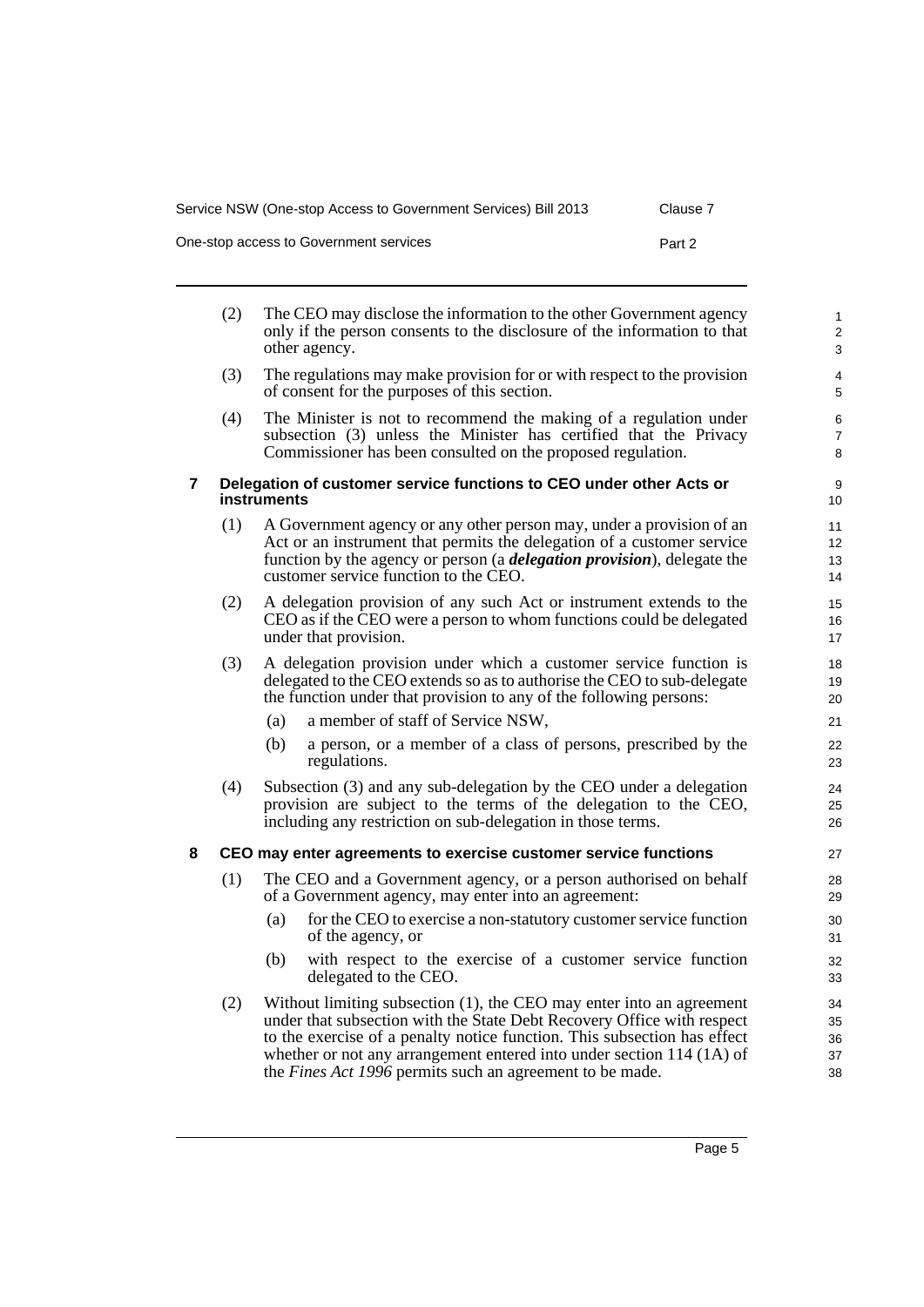(2) The CEO may disclose the information to the other Government agency only if the person consents to the disclosure of the information to that other agency.

(3) The regulations may make provision for or with respect to the provision of consent for the purposes of this section.

(4) The Minister is not to recommend the making of a regulation under subsection (3) unless the Minister has certified that the Privacy Commissioner has been consulted on the proposed regulation.

### 7 Delegation of customer service functions to CEO under other Acts or instruments

(1) A Government agency or any other person may, under a provision of an Act or an instrument that permits the delegation of a customer service function by the agency or person (a ***delegation provision***), delegate the customer service function to the CEO.

(2) A delegation provision of any such Act or instrument extends to the CEO as if the CEO were a person to whom functions could be delegated under that provision.

(3) A delegation provision under which a customer service function is delegated to the CEO extends so as to authorise the CEO to sub-delegate the function under that provision to any of the following persons:

(a) a member of staff of Service NSW,

(b) a person, or a member of a class of persons, prescribed by the regulations.

(4) Subsection (3) and any sub-delegation by the CEO under a delegation provision are subject to the terms of the delegation to the CEO, including any restriction on sub-delegation in those terms.

### 8 CEO may enter agreements to exercise customer service functions

(1) The CEO and a Government agency, or a person authorised on behalf of a Government agency, may enter into an agreement:

(a) for the CEO to exercise a non-statutory customer service function of the agency, or

(b) with respect to the exercise of a customer service function delegated to the CEO.

(2) Without limiting subsection (1), the CEO may enter into an agreement under that subsection with the State Debt Recovery Office with respect to the exercise of a penalty notice function. This subsection has effect whether or not any arrangement entered into under section 114 (1A) of the *Fines Act 1996* permits such an agreement to be made.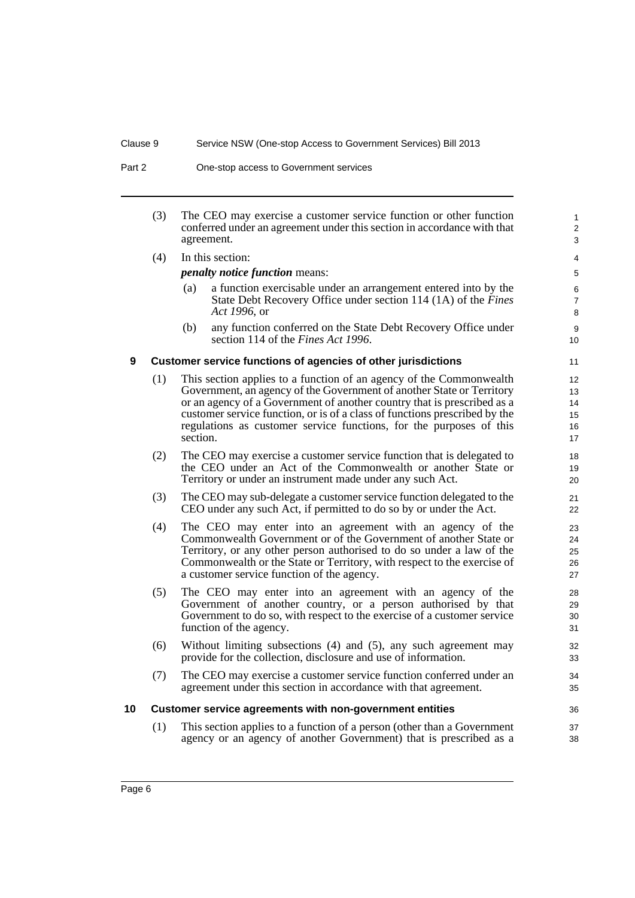(3) The CEO may exercise a customer service function or other function conferred under an agreement under this section in accordance with that agreement.

(4) In this section:

***penalty notice function*** means:

(a) a function exercisable under an arrangement entered into by the State Debt Recovery Office under section 114 (1A) of the *Fines Act 1996*, or

(b) any function conferred on the State Debt Recovery Office under section 114 of the *Fines Act 1996*.

### 9 Customer service functions of agencies of other jurisdictions

(1) This section applies to a function of an agency of the Commonwealth Government, an agency of the Government of another State or Territory or an agency of a Government of another country that is prescribed as a customer service function, or is of a class of functions prescribed by the regulations as customer service functions, for the purposes of this section.

(2) The CEO may exercise a customer service function that is delegated to the CEO under an Act of the Commonwealth or another State or Territory or under an instrument made under any such Act.

(3) The CEO may sub-delegate a customer service function delegated to the CEO under any such Act, if permitted to do so by or under the Act.

(4) The CEO may enter into an agreement with an agency of the Commonwealth Government or of the Government of another State or Territory, or any other person authorised to do so under a law of the Commonwealth or the State or Territory, with respect to the exercise of a customer service function of the agency.

(5) The CEO may enter into an agreement with an agency of the Government of another country, or a person authorised by that Government to do so, with respect to the exercise of a customer service function of the agency.

(6) Without limiting subsections (4) and (5), any such agreement may provide for the collection, disclosure and use of information.

(7) The CEO may exercise a customer service function conferred under an agreement under this section in accordance with that agreement.

### 10 Customer service agreements with non-government entities

(1) This section applies to a function of a person (other than a Government agency or an agency of another Government) that is prescribed as a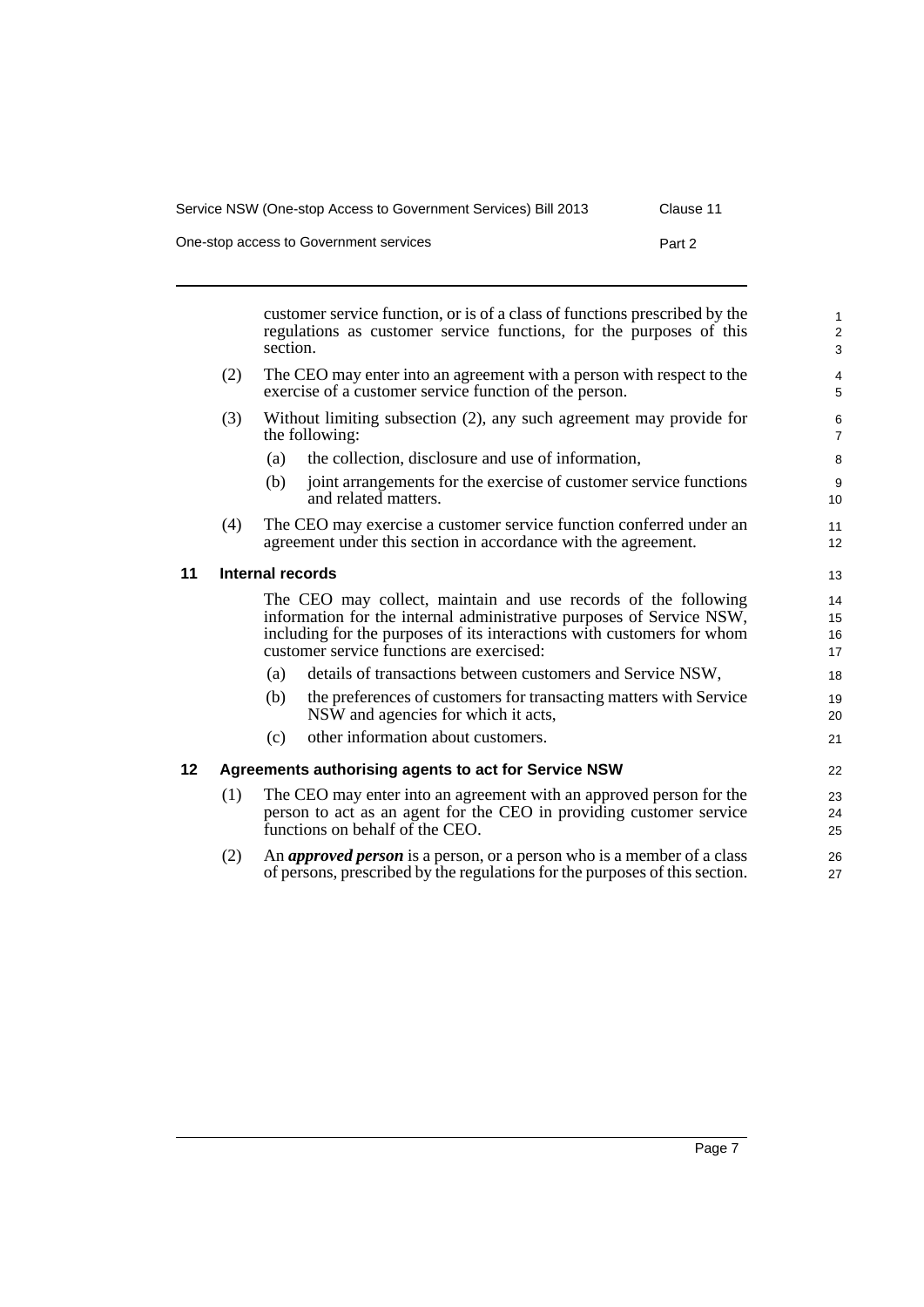customer service function, or is of a class of functions prescribed by the regulations as customer service functions, for the purposes of this section.

(2) The CEO may enter into an agreement with a person with respect to the exercise of a customer service function of the person.

(3) Without limiting subsection (2), any such agreement may provide for the following:

(a) the collection, disclosure and use of information,

(b) joint arrangements for the exercise of customer service functions and related matters.

(4) The CEO may exercise a customer service function conferred under an agreement under this section in accordance with the agreement.

### 11 Internal records

The CEO may collect, maintain and use records of the following information for the internal administrative purposes of Service NSW, including for the purposes of its interactions with customers for whom customer service functions are exercised:

(a) details of transactions between customers and Service NSW,

(b) the preferences of customers for transacting matters with Service NSW and agencies for which it acts,

(c) other information about customers.

### 12 Agreements authorising agents to act for Service NSW

(1) The CEO may enter into an agreement with an approved person for the person to act as an agent for the CEO in providing customer service functions on behalf of the CEO.

(2) An ***approved person*** is a person, or a person who is a member of a class of persons, prescribed by the regulations for the purposes of this section.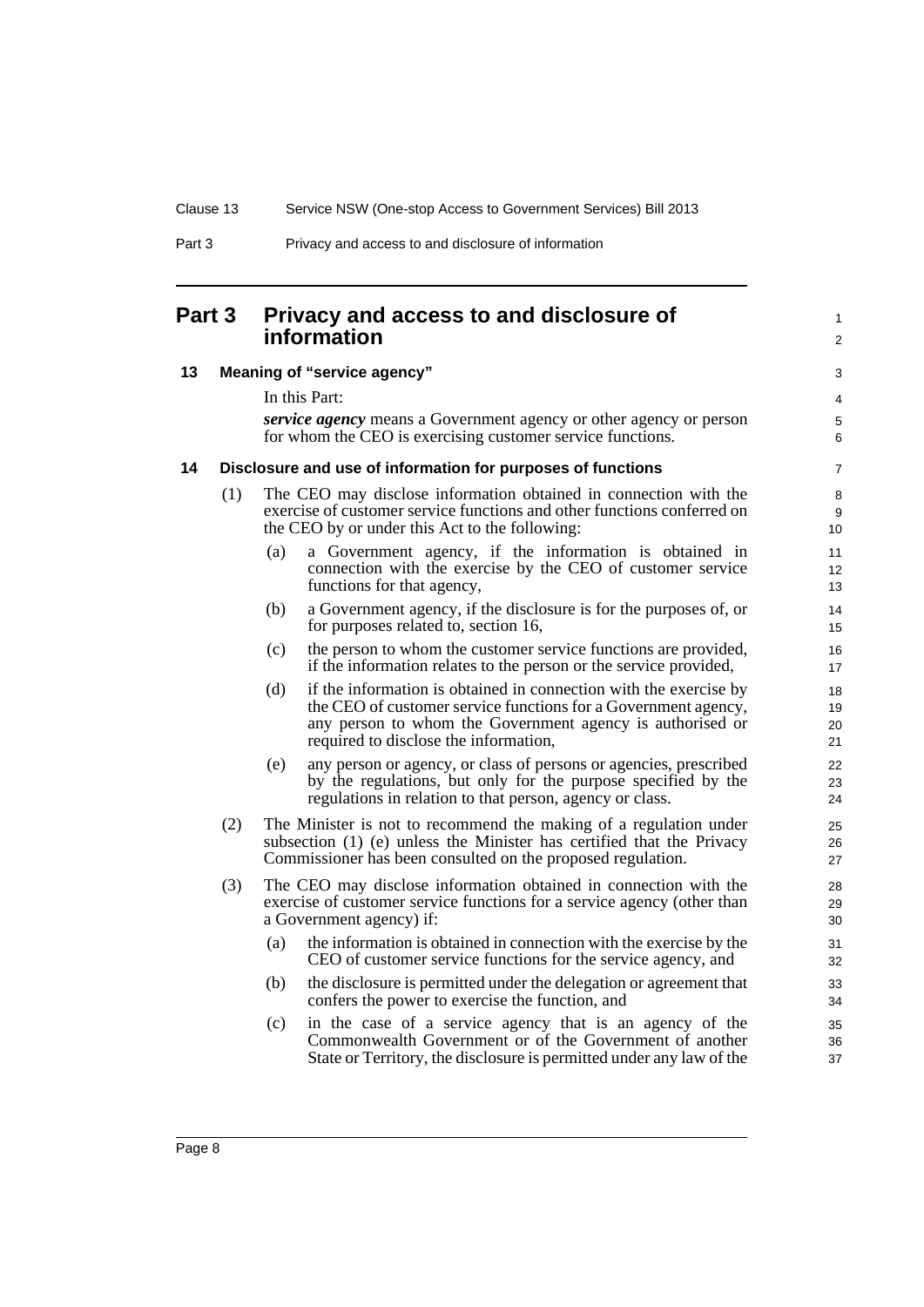# Part 3 Privacy and access to and disclosure of information

## 13 Meaning of "service agency"

In this Part:

***service agency*** means a Government agency or other agency or person for whom the CEO is exercising customer service functions.

## 14 Disclosure and use of information for purposes of functions

(1) The CEO may disclose information obtained in connection with the exercise of customer service functions and other functions conferred on the CEO by or under this Act to the following:

- (a) a Government agency, if the information is obtained in connection with the exercise by the CEO of customer service functions for that agency,
- (b) a Government agency, if the disclosure is for the purposes of, or for purposes related to, section 16,
- (c) the person to whom the customer service functions are provided, if the information relates to the person or the service provided,
- (d) if the information is obtained in connection with the exercise by the CEO of customer service functions for a Government agency, any person to whom the Government agency is authorised or required to disclose the information,
- (e) any person or agency, or class of persons or agencies, prescribed by the regulations, but only for the purpose specified by the regulations in relation to that person, agency or class.

(2) The Minister is not to recommend the making of a regulation under subsection (1) (e) unless the Minister has certified that the Privacy Commissioner has been consulted on the proposed regulation.

(3) The CEO may disclose information obtained in connection with the exercise of customer service functions for a service agency (other than a Government agency) if:

- (a) the information is obtained in connection with the exercise by the CEO of customer service functions for the service agency, and
- (b) the disclosure is permitted under the delegation or agreement that confers the power to exercise the function, and
- (c) in the case of a service agency that is an agency of the Commonwealth Government or of the Government of another State or Territory, the disclosure is permitted under any law of the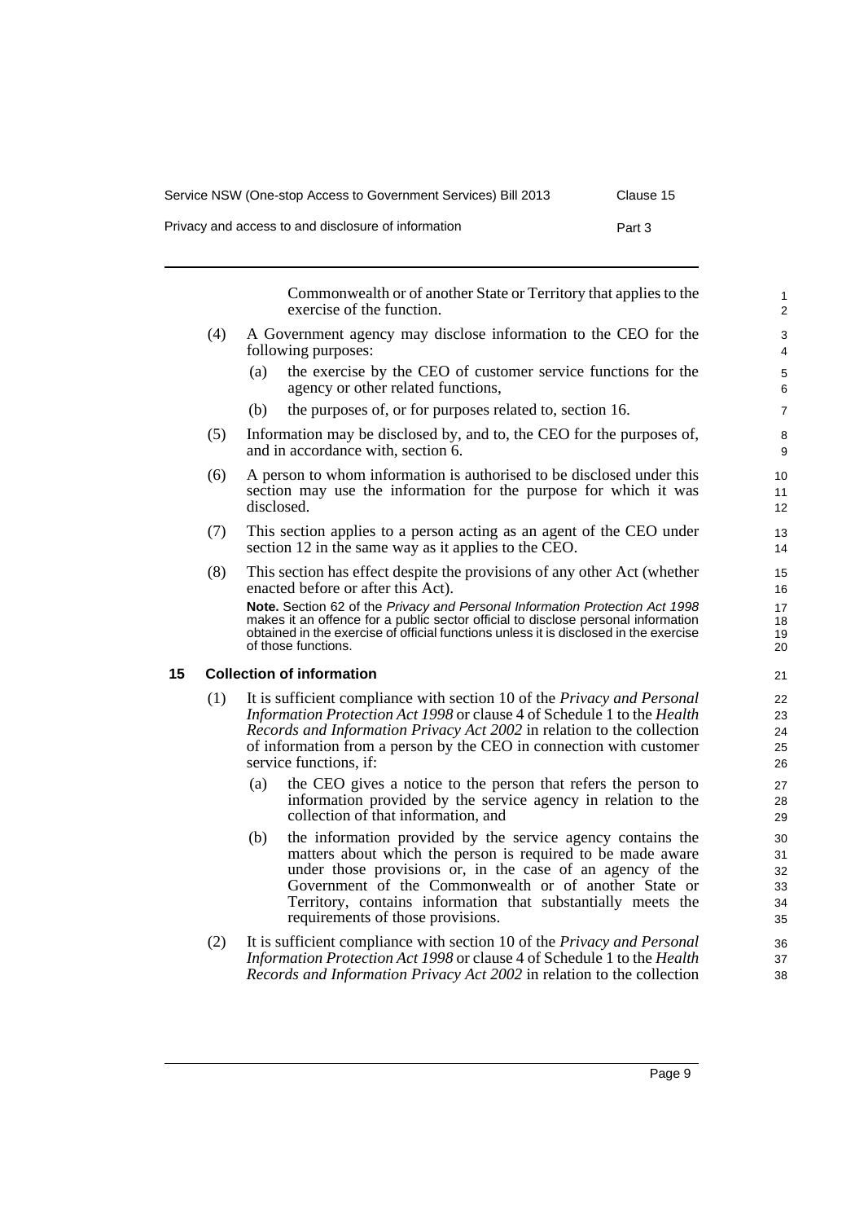Commonwealth or of another State or Territory that applies to the exercise of the function.

(4) A Government agency may disclose information to the CEO for the following purposes:

(a) the exercise by the CEO of customer service functions for the agency or other related functions,

(b) the purposes of, or for purposes related to, section 16.

(5) Information may be disclosed by, and to, the CEO for the purposes of, and in accordance with, section 6.

(6) A person to whom information is authorised to be disclosed under this section may use the information for the purpose for which it was disclosed.

(7) This section applies to a person acting as an agent of the CEO under section 12 in the same way as it applies to the CEO.

(8) This section has effect despite the provisions of any other Act (whether enacted before or after this Act).

**Note.** Section 62 of the *Privacy and Personal Information Protection Act 1998* makes it an offence for a public sector official to disclose personal information obtained in the exercise of official functions unless it is disclosed in the exercise of those functions.

## 15 Collection of information

(1) It is sufficient compliance with section 10 of the *Privacy and Personal Information Protection Act 1998* or clause 4 of Schedule 1 to the *Health Records and Information Privacy Act 2002* in relation to the collection of information from a person by the CEO in connection with customer service functions, if:

(a) the CEO gives a notice to the person that refers the person to information provided by the service agency in relation to the collection of that information, and

(b) the information provided by the service agency contains the matters about which the person is required to be made aware under those provisions or, in the case of an agency of the Government of the Commonwealth or of another State or Territory, contains information that substantially meets the requirements of those provisions.

(2) It is sufficient compliance with section 10 of the *Privacy and Personal Information Protection Act 1998* or clause 4 of Schedule 1 to the *Health Records and Information Privacy Act 2002* in relation to the collection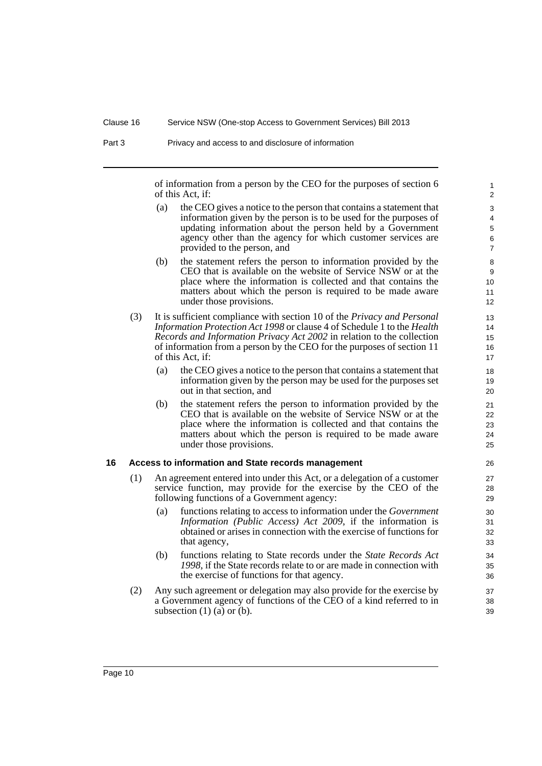of information from a person by the CEO for the purposes of section 6 of this Act, if:

(a) the CEO gives a notice to the person that contains a statement that information given by the person is to be used for the purposes of updating information about the person held by a Government agency other than the agency for which customer services are provided to the person, and

(b) the statement refers the person to information provided by the CEO that is available on the website of Service NSW or at the place where the information is collected and that contains the matters about which the person is required to be made aware under those provisions.

(3) It is sufficient compliance with section 10 of the *Privacy and Personal Information Protection Act 1998* or clause 4 of Schedule 1 to the *Health Records and Information Privacy Act 2002* in relation to the collection of information from a person by the CEO for the purposes of section 11 of this Act, if:

(a) the CEO gives a notice to the person that contains a statement that information given by the person may be used for the purposes set out in that section, and

(b) the statement refers the person to information provided by the CEO that is available on the website of Service NSW or at the place where the information is collected and that contains the matters about which the person is required to be made aware under those provisions.

### 16 Access to information and State records management

(1) An agreement entered into under this Act, or a delegation of a customer service function, may provide for the exercise by the CEO of the following functions of a Government agency:

(a) functions relating to access to information under the *Government Information (Public Access) Act 2009*, if the information is obtained or arises in connection with the exercise of functions for that agency,

(b) functions relating to State records under the *State Records Act 1998*, if the State records relate to or are made in connection with the exercise of functions for that agency.

(2) Any such agreement or delegation may also provide for the exercise by a Government agency of functions of the CEO of a kind referred to in subsection (1) (a) or (b).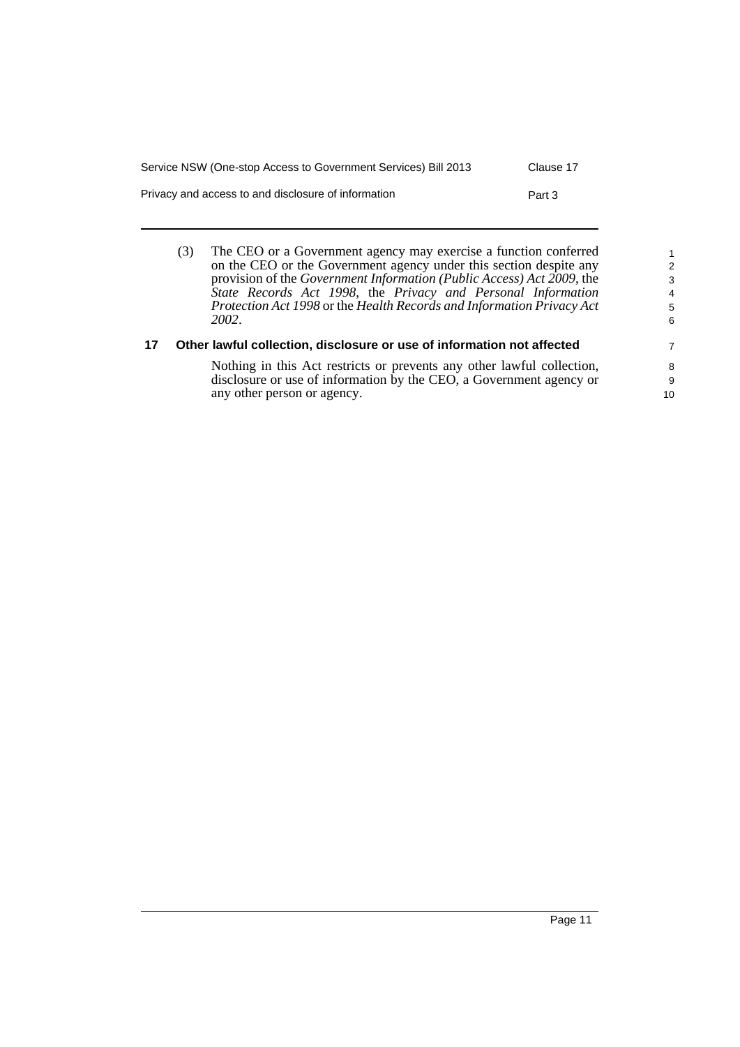(3) The CEO or a Government agency may exercise a function conferred on the CEO or the Government agency under this section despite any provision of the *Government Information (Public Access) Act 2009*, the *State Records Act 1998*, the *Privacy and Personal Information Protection Act 1998* or the *Health Records and Information Privacy Act 2002*.

### 17 Other lawful collection, disclosure or use of information not affected

Nothing in this Act restricts or prevents any other lawful collection, disclosure or use of information by the CEO, a Government agency or any other person or agency.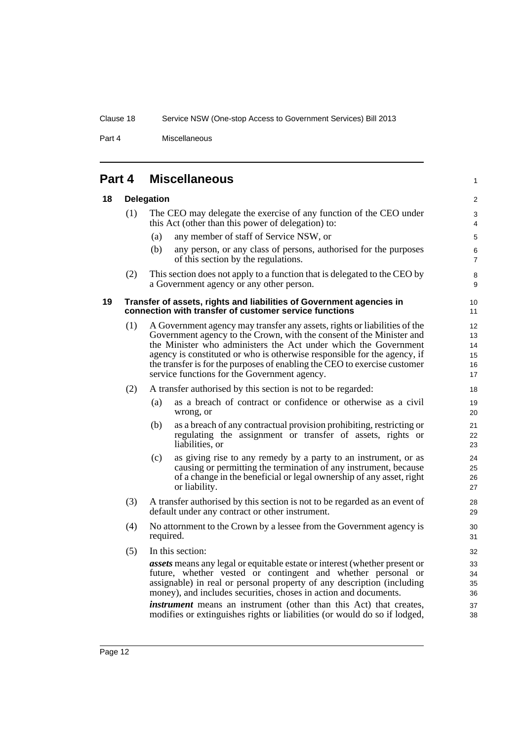## Part 4 Miscellaneous

### 18 Delegation

(1) The CEO may delegate the exercise of any function of the CEO under this Act (other than this power of delegation) to:

(a) any member of staff of Service NSW, or

(b) any person, or any class of persons, authorised for the purposes of this section by the regulations.

(2) This section does not apply to a function that is delegated to the CEO by a Government agency or any other person.

### 19 Transfer of assets, rights and liabilities of Government agencies in connection with transfer of customer service functions

(1) A Government agency may transfer any assets, rights or liabilities of the Government agency to the Crown, with the consent of the Minister and the Minister who administers the Act under which the Government agency is constituted or who is otherwise responsible for the agency, if the transfer is for the purposes of enabling the CEO to exercise customer service functions for the Government agency.

(2) A transfer authorised by this section is not to be regarded:

(a) as a breach of contract or confidence or otherwise as a civil wrong, or

(b) as a breach of any contractual provision prohibiting, restricting or regulating the assignment or transfer of assets, rights or liabilities, or

(c) as giving rise to any remedy by a party to an instrument, or as causing or permitting the termination of any instrument, because of a change in the beneficial or legal ownership of any asset, right or liability.

(3) A transfer authorised by this section is not to be regarded as an event of default under any contract or other instrument.

(4) No attornment to the Crown by a lessee from the Government agency is required.

(5) In this section:

***assets*** means any legal or equitable estate or interest (whether present or future, whether vested or contingent and whether personal or assignable) in real or personal property of any description (including money), and includes securities, choses in action and documents.

***instrument*** means an instrument (other than this Act) that creates, modifies or extinguishes rights or liabilities (or would do so if lodged,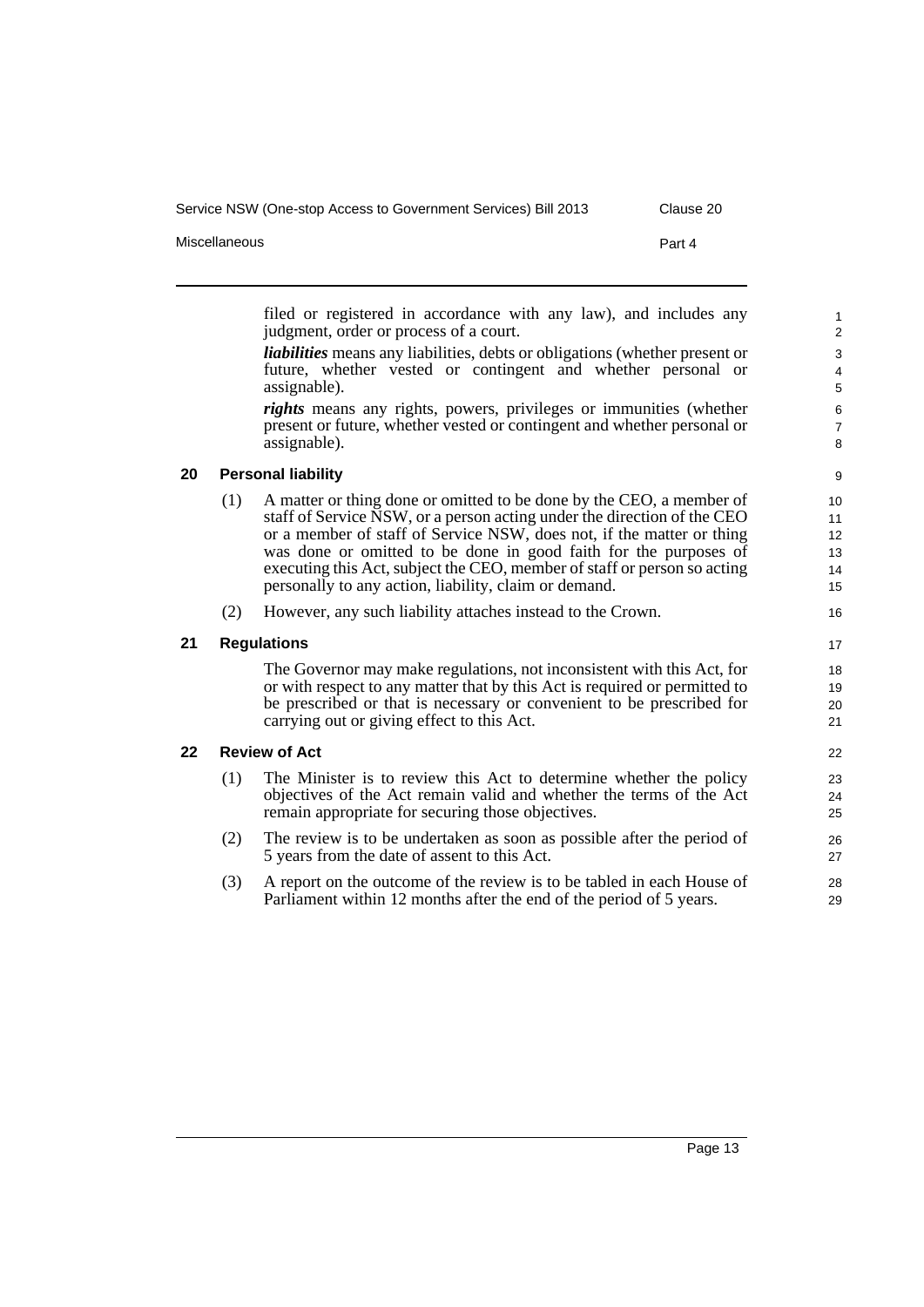filed or registered in accordance with any law), and includes any judgment, order or process of a court.

***liabilities*** means any liabilities, debts or obligations (whether present or future, whether vested or contingent and whether personal or assignable).

***rights*** means any rights, powers, privileges or immunities (whether present or future, whether vested or contingent and whether personal or assignable).

## 20 Personal liability

(1) A matter or thing done or omitted to be done by the CEO, a member of staff of Service NSW, or a person acting under the direction of the CEO or a member of staff of Service NSW, does not, if the matter or thing was done or omitted to be done in good faith for the purposes of executing this Act, subject the CEO, member of staff or person so acting personally to any action, liability, claim or demand.

(2) However, any such liability attaches instead to the Crown.

## 21 Regulations

The Governor may make regulations, not inconsistent with this Act, for or with respect to any matter that by this Act is required or permitted to be prescribed or that is necessary or convenient to be prescribed for carrying out or giving effect to this Act.

## 22 Review of Act

(1) The Minister is to review this Act to determine whether the policy objectives of the Act remain valid and whether the terms of the Act remain appropriate for securing those objectives.

(2) The review is to be undertaken as soon as possible after the period of 5 years from the date of assent to this Act.

(3) A report on the outcome of the review is to be tabled in each House of Parliament within 12 months after the end of the period of 5 years.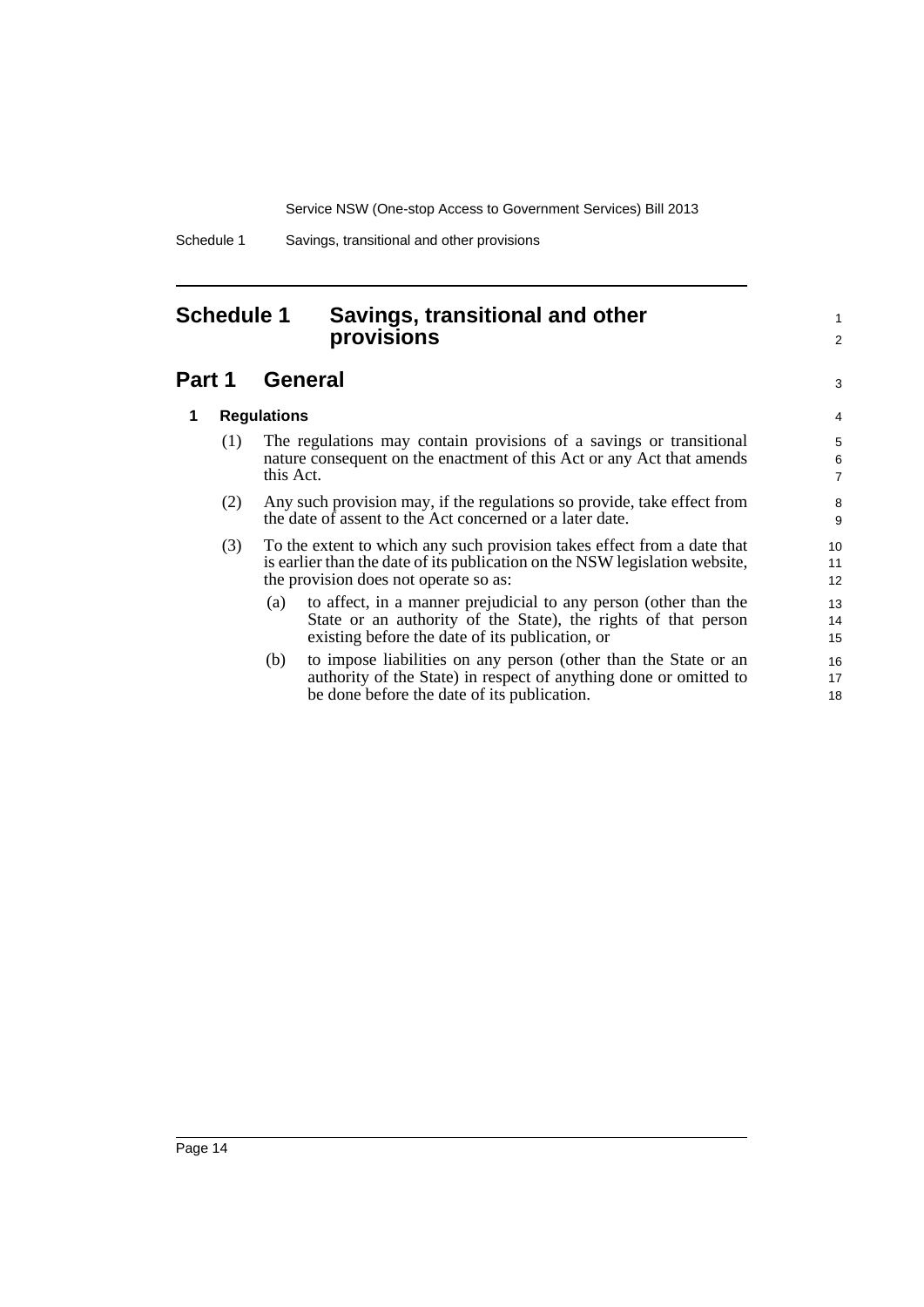# Schedule 1 Savings, transitional and other provisions

## Part 1 General

### 1 Regulations

(1) The regulations may contain provisions of a savings or transitional nature consequent on the enactment of this Act or any Act that amends this Act.

(2) Any such provision may, if the regulations so provide, take effect from the date of assent to the Act concerned or a later date.

(3) To the extent to which any such provision takes effect from a date that is earlier than the date of its publication on the NSW legislation website, the provision does not operate so as:

(a) to affect, in a manner prejudicial to any person (other than the State or an authority of the State), the rights of that person existing before the date of its publication, or

(b) to impose liabilities on any person (other than the State or an authority of the State) in respect of anything done or omitted to be done before the date of its publication.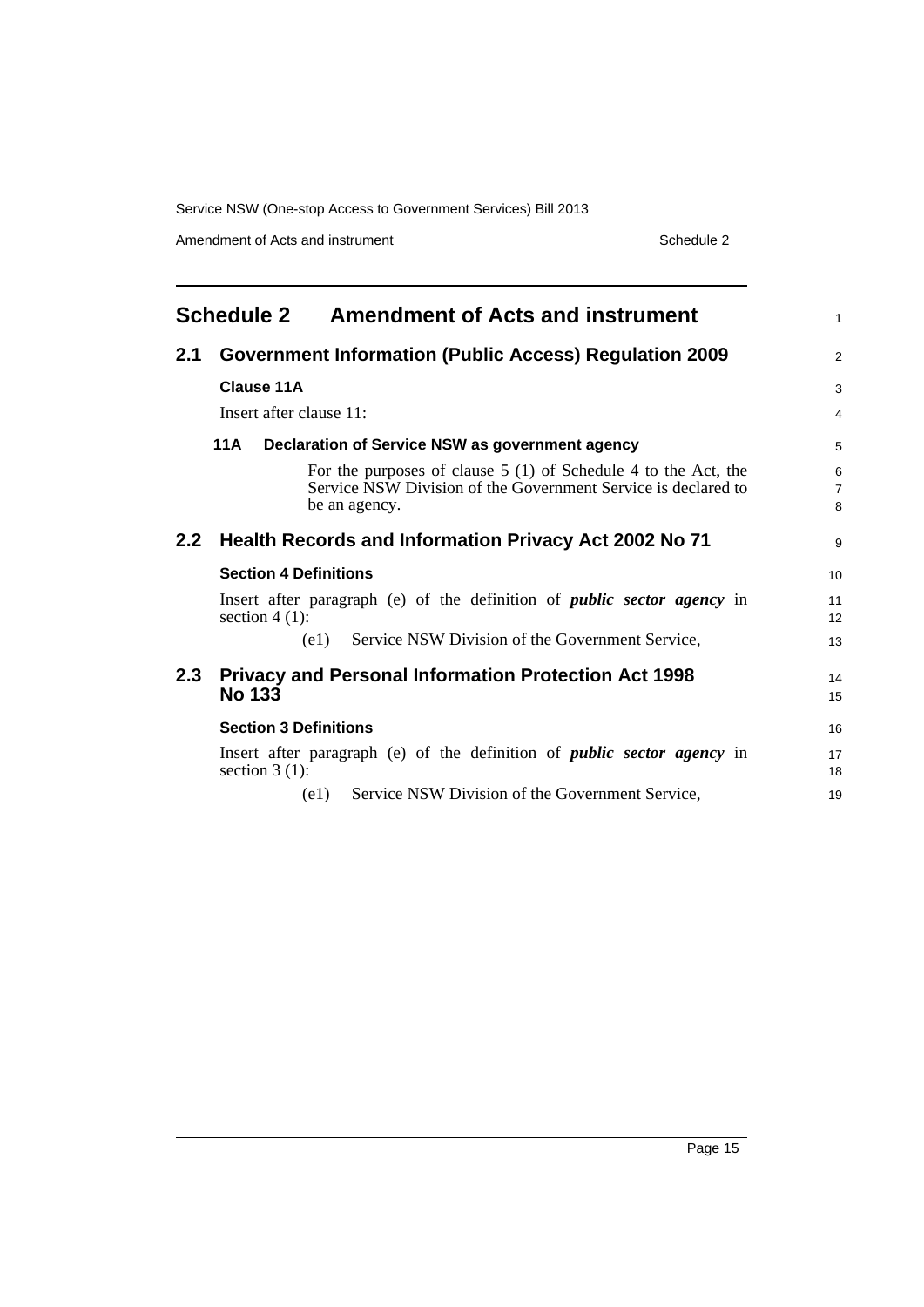# Schedule 2 Amendment of Acts and instrument

## 2.1 Government Information (Public Access) Regulation 2009

### Clause 11A

Insert after clause 11:

#### 11A Declaration of Service NSW as government agency

For the purposes of clause 5 (1) of Schedule 4 to the Act, the Service NSW Division of the Government Service is declared to be an agency.

## 2.2 Health Records and Information Privacy Act 2002 No 71

### Section 4 Definitions

Insert after paragraph (e) of the definition of ***public sector agency*** in section 4 (1):

(e1) Service NSW Division of the Government Service,

## 2.3 Privacy and Personal Information Protection Act 1998 No 133

### Section 3 Definitions

Insert after paragraph (e) of the definition of ***public sector agency*** in section 3 (1):

(e1) Service NSW Division of the Government Service,